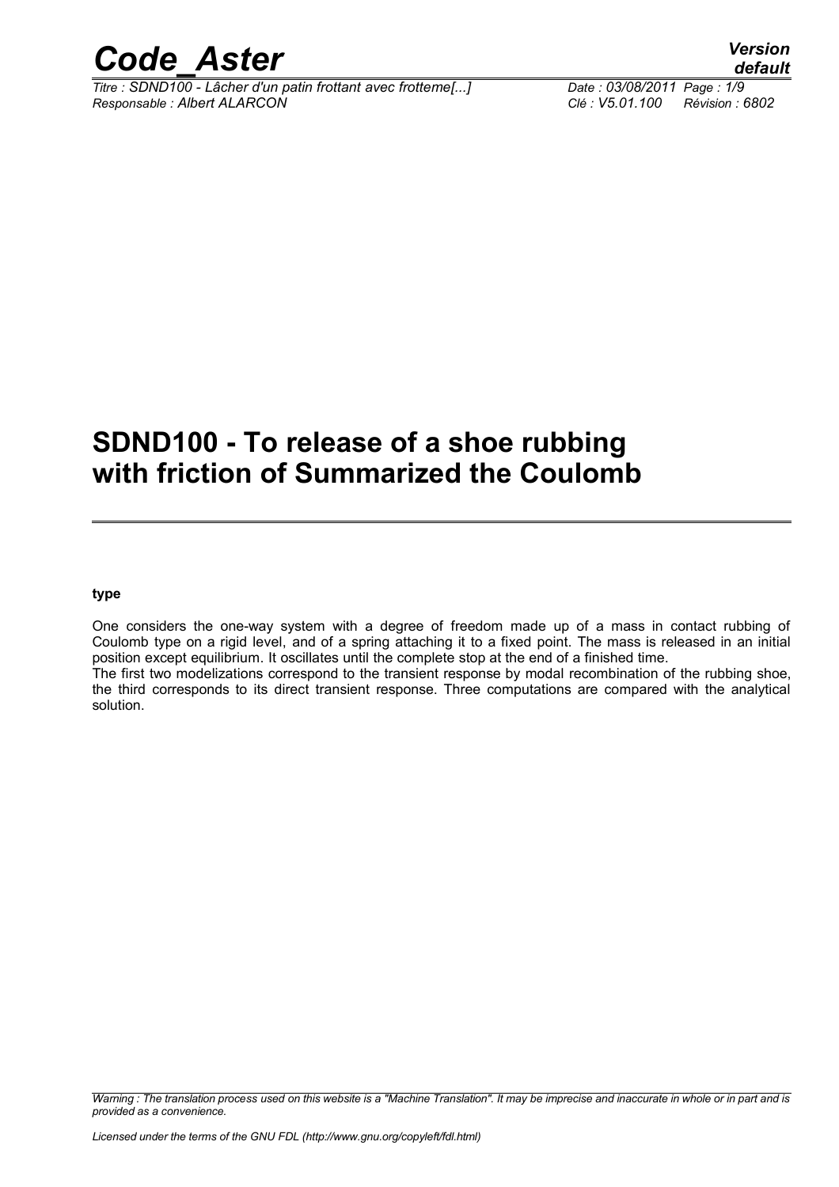# SDND100 - To release of a shoe rubbing with friction of Summarized the Coulomb

**type**

One considers the one-way system with a degree of freedom made up of a mass in contact rubbing of Coulomb type on a rigid level, and of a spring attaching it to a fixed point. The mass is released in an initial position except equilibrium. It oscillates until the complete stop at the end of a finished time.

The first two modelizations correspond to the transient response by modal recombination of the rubbing shoe, the third corresponds to its direct transient response. Three computations are compared with the analytical solution.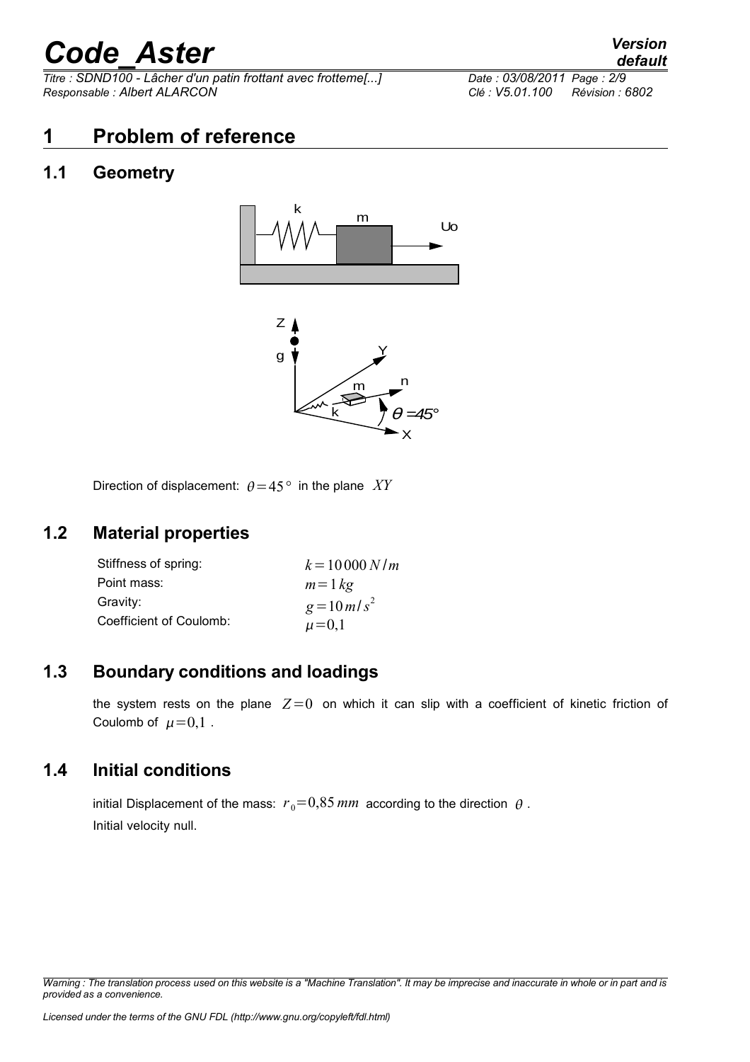# 1 Problem of reference

## 1.1 Geometry

Direction of displacement: $\theta = 45°$ in the plane $XY$

## 1.2 Material properties

| | |
|---|---|
| Stiffness of spring: | $k = 10\,000\,N/m$ |
| Point mass: | $m = 1\,kg$ |
| Gravity: | $g = 10\,m/s^2$ |
| Coefficient of Coulomb: | $\mu = 0{,}1$ |

## 1.3 Boundary conditions and loadings

the system rests on the plane $Z = 0$ on which it can slip with a coefficient of kinetic friction of Coulomb of $\mu = 0{,}1$.

## 1.4 Initial conditions

initial Displacement of the mass: $r_0 = 0{,}85\,mm$ according to the direction $\theta$.

Initial velocity null.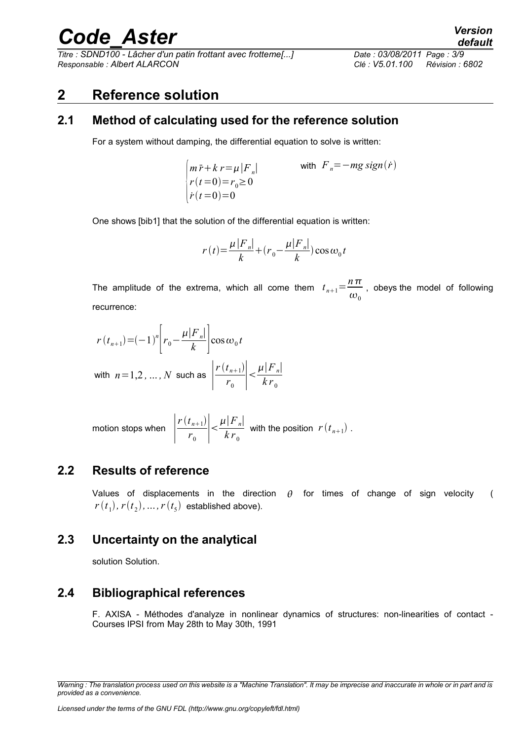# 2 Reference solution

## 2.1 Method of calculating used for the reference solution

For a system without damping, the differential equation to solve is written:

$$\begin{cases} m\ddot{r}+k\,r=\mu|F_n| \\ r(t=0)=r_0\geq 0 \\ \dot{r}(t=0)=0 \end{cases} \qquad \text{with } F_n=-mg\,sign(\dot{r})$$

One shows [bib1] that the solution of the differential equation is written:

$$r(t)=\frac{\mu|F_n|}{k}+(r_0-\frac{\mu|F_n|}{k})\cos\omega_0 t$$

The amplitude of the extrema, which all come them $t_{n+1}=\dfrac{n\pi}{\omega_0}$, obeys the model of following recurrence:

$$r(t_{n+1})=(-1)^n\left[r_0-\frac{\mu|F_n|}{k}\right]\cos\omega_0 t$$

with $n=1,2,\ldots,N$ such as $\left|\dfrac{r(t_{n+1})}{r_0}\right|<\dfrac{\mu|F_n|}{k\,r_0}$

motion stops when $\left|\dfrac{r(t_{n+1})}{r_0}\right|<\dfrac{\mu|F_n|}{k\,r_0}$ with the position $r(t_{n+1})$.

## 2.2 Results of reference

Values of displacements in the direction $\theta$ for times of change of sign velocity ( $r(t_1), r(t_2),\ldots, r(t_5)$ established above).

## 2.3 Uncertainty on the analytical

solution Solution.

## 2.4 Bibliographical references

F. AXISA - Méthodes d'analyze in nonlinear dynamics of structures: non-linearities of contact - Courses IPSI from May 28th to May 30th, 1991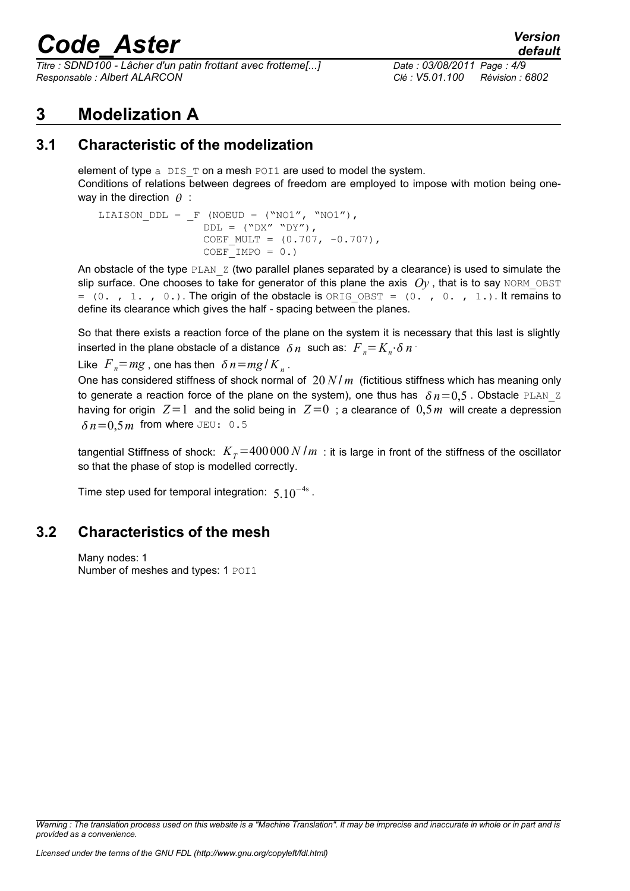# 3 Modelization A

## 3.1 Characteristic of the modelization

element of type a DIS_T on a mesh POI1 are used to model the system.
Conditions of relations between degrees of freedom are employed to impose with motion being one-way in the direction $\theta$ :

```
LIAISON_DDL = _F (NOEUD = ("NO1", "NO1"),
                  DDL = ("DX" "DY"),
                  COEF_MULT = (0.707, -0.707),
                  COEF_IMPO = 0.)
```

An obstacle of the type PLAN_Z (two parallel planes separated by a clearance) is used to simulate the slip surface. One chooses to take for generator of this plane the axis $Oy$ , that is to say NORM_OBST = (0. , 1. , 0.). The origin of the obstacle is ORIG_OBST = (0. , 0. , 1.). It remains to define its clearance which gives the half - spacing between the planes.

So that there exists a reaction force of the plane on the system it is necessary that this last is slightly inserted in the plane obstacle of a distance $\delta n$ such as: $F_n = K_n \cdot \delta n$

Like $F_n = mg$ , one has then $\delta n = mg / K_n$ .

One has considered stiffness of shock normal of $20\, N/m$ (fictitious stiffness which has meaning only to generate a reaction force of the plane on the system), one thus has $\delta n = 0,5$ . Obstacle PLAN_Z having for origin $Z=1$ and the solid being in $Z=0$ ; a clearance of $0,5\, m$ will create a depression $\delta n = 0,5\, m$ from where JEU: 0.5

tangential Stiffness of shock: $K_T = 400\,000\, N/m$ : it is large in front of the stiffness of the oscillator so that the phase of stop is modelled correctly.

Time step used for temporal integration: $5.10^{-4s}$ .

## 3.2 Characteristics of the mesh

Many nodes: 1
Number of meshes and types: 1 POI1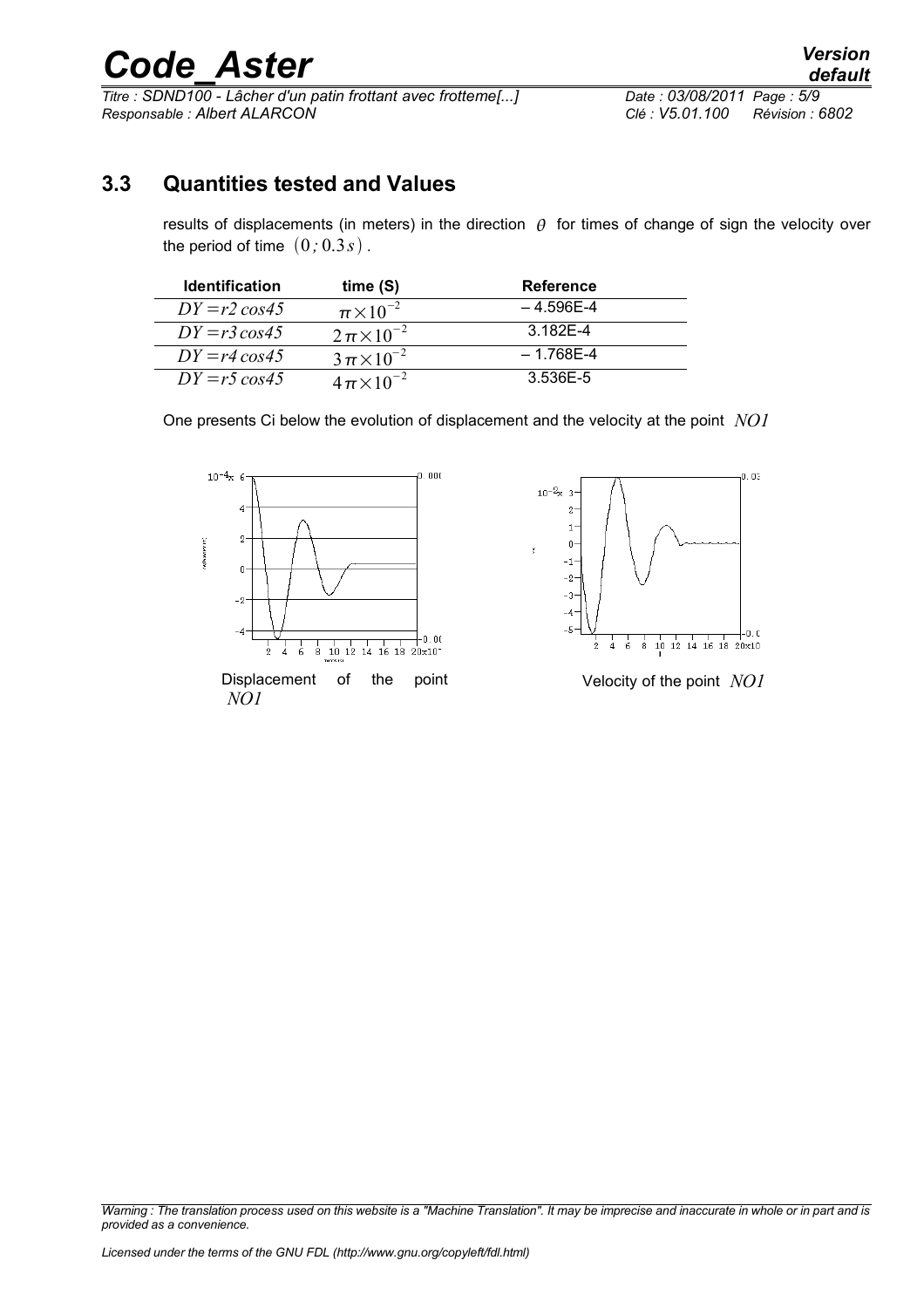## 3.3 Quantities tested and Values

results of displacements (in meters) in the direction $\theta$ for times of change of sign the velocity over the period of time $(0; 0.3s)$.

| Identification | time (S) | Reference |
|---|---|---|
| $DY = r2\cos 45$ | $\pi \times 10^{-2}$ | – 4.596E-4 |
| $DY = r3\cos 45$ | $2\pi \times 10^{-2}$ | 3.182E-4 |
| $DY = r4\cos 45$ | $3\pi \times 10^{-2}$ | – 1.768E-4 |
| $DY = r5\cos 45$ | $4\pi \times 10^{-2}$ | 3.536E-5 |

One presents Ci below the evolution of displacement and the velocity at the point $NO1$

Displacement of the point $NO1$

Velocity of the point $NO1$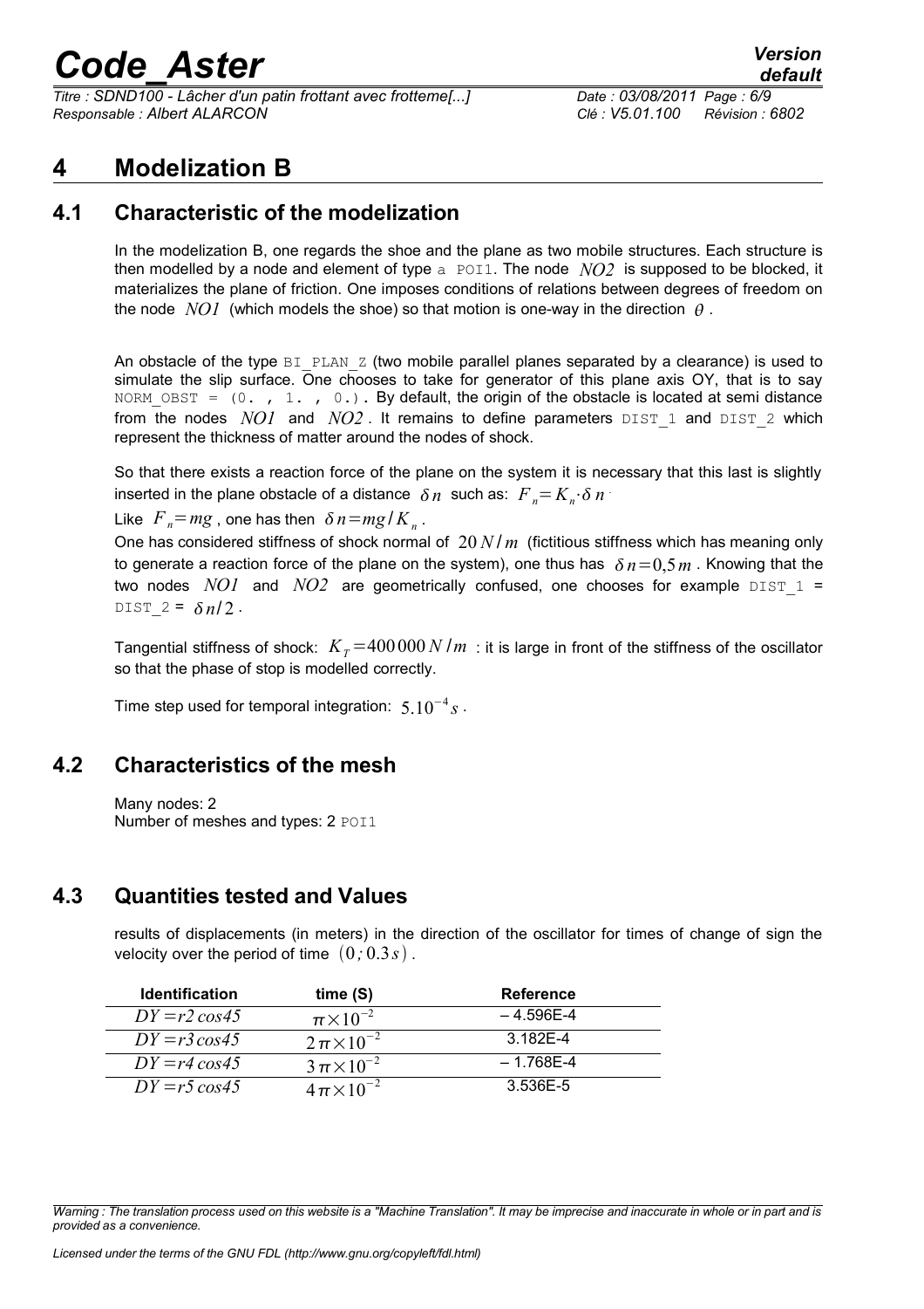# 4 Modelization B

## 4.1 Characteristic of the modelization

In the modelization B, one regards the shoe and the plane as two mobile structures. Each structure is then modelled by a node and element of type a `POI1`. The node $NO2$ is supposed to be blocked, it materializes the plane of friction. One imposes conditions of relations between degrees of freedom on the node $NO1$ (which models the shoe) so that motion is one-way in the direction $\theta$.

An obstacle of the type `BI_PLAN_Z` (two mobile parallel planes separated by a clearance) is used to simulate the slip surface. One chooses to take for generator of this plane axis OY, that is to say `NORM_OBST = (0. , 1. , 0.)`. By default, the origin of the obstacle is located at semi distance from the nodes $NO1$ and $NO2$. It remains to define parameters `DIST_1` and `DIST_2` which represent the thickness of matter around the nodes of shock.

So that there exists a reaction force of the plane on the system it is necessary that this last is slightly inserted in the plane obstacle of a distance $\delta n$ such as: $F_n = K_n \cdot \delta n$.

Like $F_n = mg$, one has then $\delta n = mg / K_n$.

One has considered stiffness of shock normal of $20\,N/m$ (fictitious stiffness which has meaning only to generate a reaction force of the plane on the system), one thus has $\delta n = 0{,}5\,m$. Knowing that the two nodes $NO1$ and $NO2$ are geometrically confused, one chooses for example `DIST_1` = `DIST_2` = $\delta n / 2$.

Tangential stiffness of shock: $K_T = 400\,000\,N/m$ : it is large in front of the stiffness of the oscillator so that the phase of stop is modelled correctly.

Time step used for temporal integration: $5.10^{-4} s$.

## 4.2 Characteristics of the mesh

Many nodes: 2
Number of meshes and types: 2 `POI1`

## 4.3 Quantities tested and Values

results of displacements (in meters) in the direction of the oscillator for times of change of sign the velocity over the period of time $(0 ; 0.3 s)$.

| Identification | time (S) | Reference |
|---|---|---|
| $DY = r2 \cos 45$ | $\pi \times 10^{-2}$ | – 4.596E-4 |
| $DY = r3 \cos 45$ | $2\pi \times 10^{-2}$ | 3.182E-4 |
| $DY = r4 \cos 45$ | $3\pi \times 10^{-2}$ | – 1.768E-4 |
| $DY = r5 \cos 45$ | $4\pi \times 10^{-2}$ | 3.536E-5 |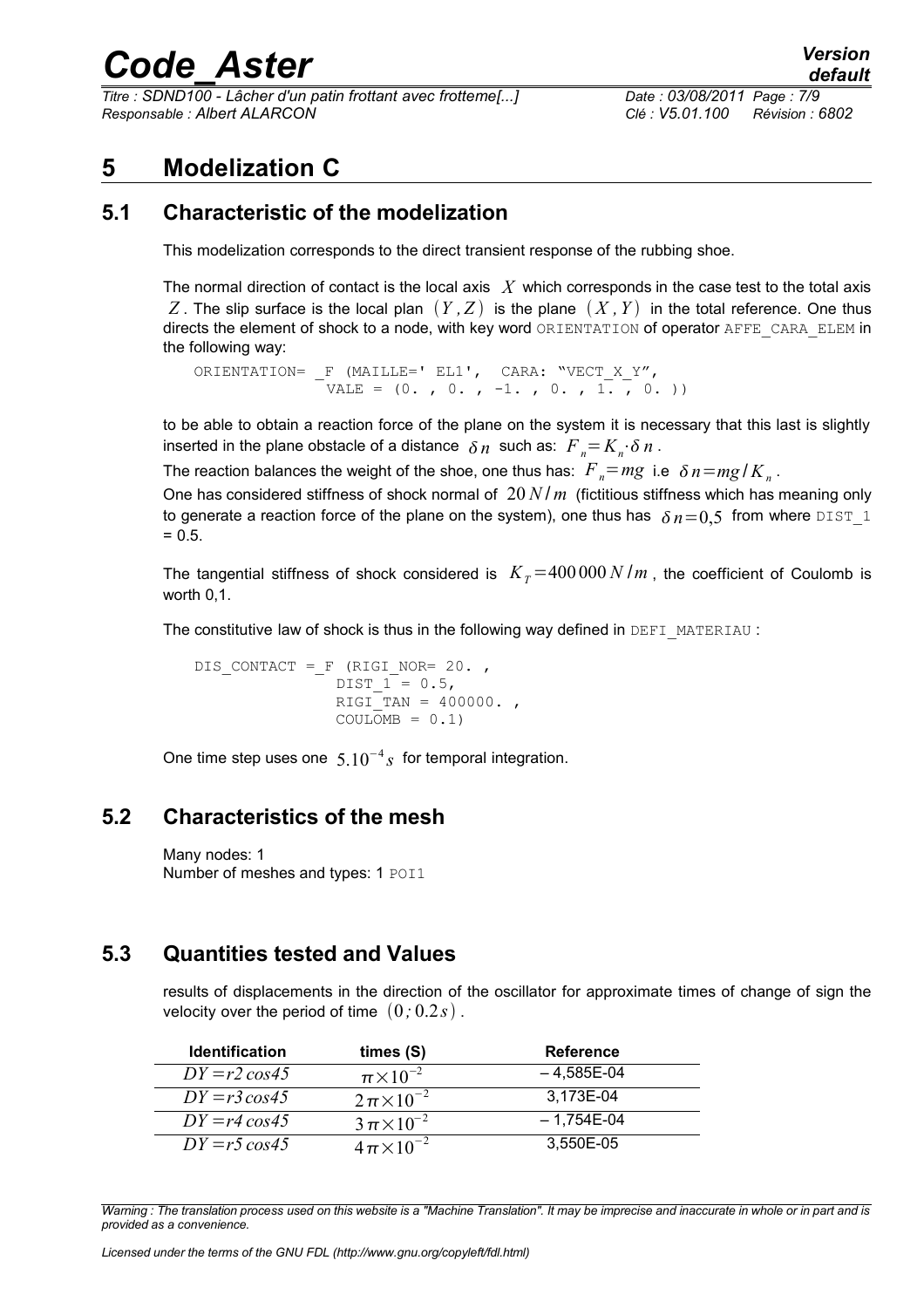# 5 Modelization C

## 5.1 Characteristic of the modelization

This modelization corresponds to the direct transient response of the rubbing shoe.

The normal direction of contact is the local axis $X$ which corresponds in the case test to the total axis $Z$. The slip surface is the local plan $(Y, Z)$ is the plane $(X, Y)$ in the total reference. One thus directs the element of shock to a node, with key word ORIENTATION of operator AFFE_CARA_ELEM in the following way:

```
ORIENTATION= _F (MAILLE=' EL1',  CARA: "VECT_X_Y",
             VALE = (0. , 0. , -1. , 0. , 1. , 0. ))
```

to be able to obtain a reaction force of the plane on the system it is necessary that this last is slightly inserted in the plane obstacle of a distance $\delta n$ such as: $F_n = K_n \cdot \delta n$.

The reaction balances the weight of the shoe, one thus has: $F_n = mg$ i.e $\delta n = mg / K_n$.

One has considered stiffness of shock normal of $20\,N/m$ (fictitious stiffness which has meaning only to generate a reaction force of the plane on the system), one thus has $\delta n = 0{,}5$ from where DIST_1 = 0.5.

The tangential stiffness of shock considered is $K_T = 400\,000\,N/m$, the coefficient of Coulomb is worth 0,1.

The constitutive law of shock is thus in the following way defined in DEFI_MATERIAU :

```
DIS_CONTACT =_F (RIGI_NOR= 20. ,
                DIST_1 = 0.5,
                RIGI_TAN = 400000. ,
                COULOMB = 0.1)
```

One time step uses one $5.10^{-4}\,s$ for temporal integration.

## 5.2 Characteristics of the mesh

Many nodes: 1
Number of meshes and types: 1 POI1

## 5.3 Quantities tested and Values

results of displacements in the direction of the oscillator for approximate times of change of sign the velocity over the period of time $(0 ; 0.2\,s)$.

| Identification | times (S) | Reference |
|---|---|---|
| $DY = r2\,cos45$ | $\pi \times 10^{-2}$ | – 4,585E-04 |
| $DY = r3\,cos45$ | $2\pi \times 10^{-2}$ | 3,173E-04 |
| $DY = r4\,cos45$ | $3\pi \times 10^{-2}$ | – 1,754E-04 |
| $DY = r5\,cos45$ | $4\pi \times 10^{-2}$ | 3,550E-05 |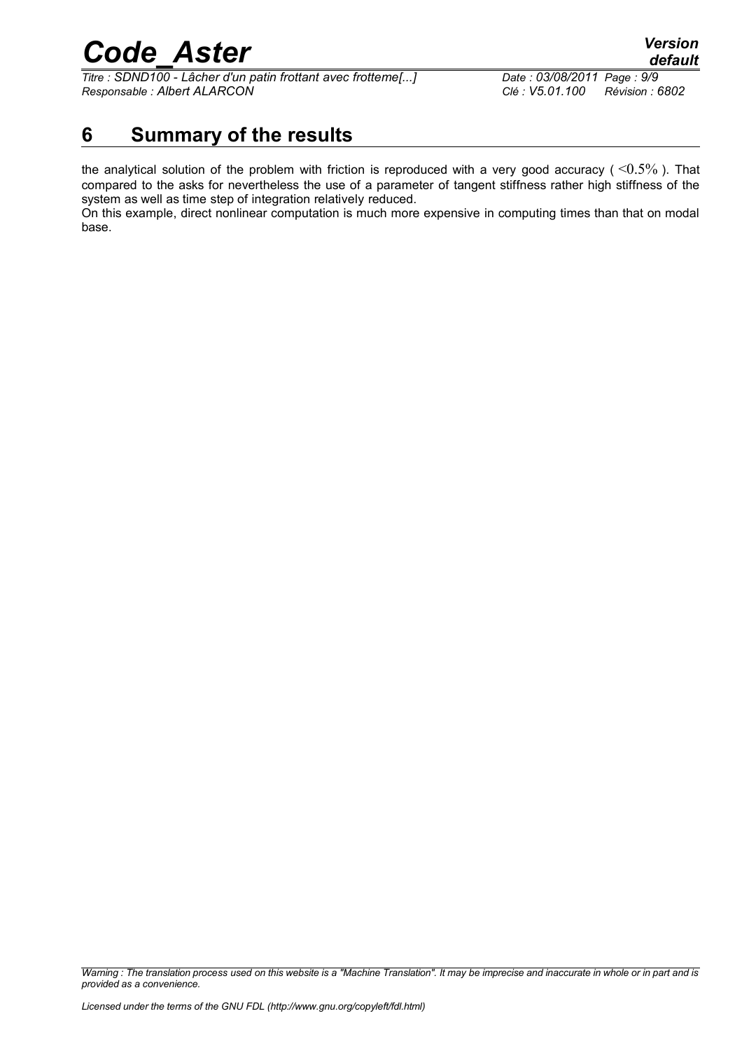# 6 Summary of the results

the analytical solution of the problem with friction is reproduced with a very good accuracy ( $<0.5\%$ ). That compared to the asks for nevertheless the use of a parameter of tangent stiffness rather high stiffness of the system as well as time step of integration relatively reduced.

On this example, direct nonlinear computation is much more expensive in computing times than that on modal base.